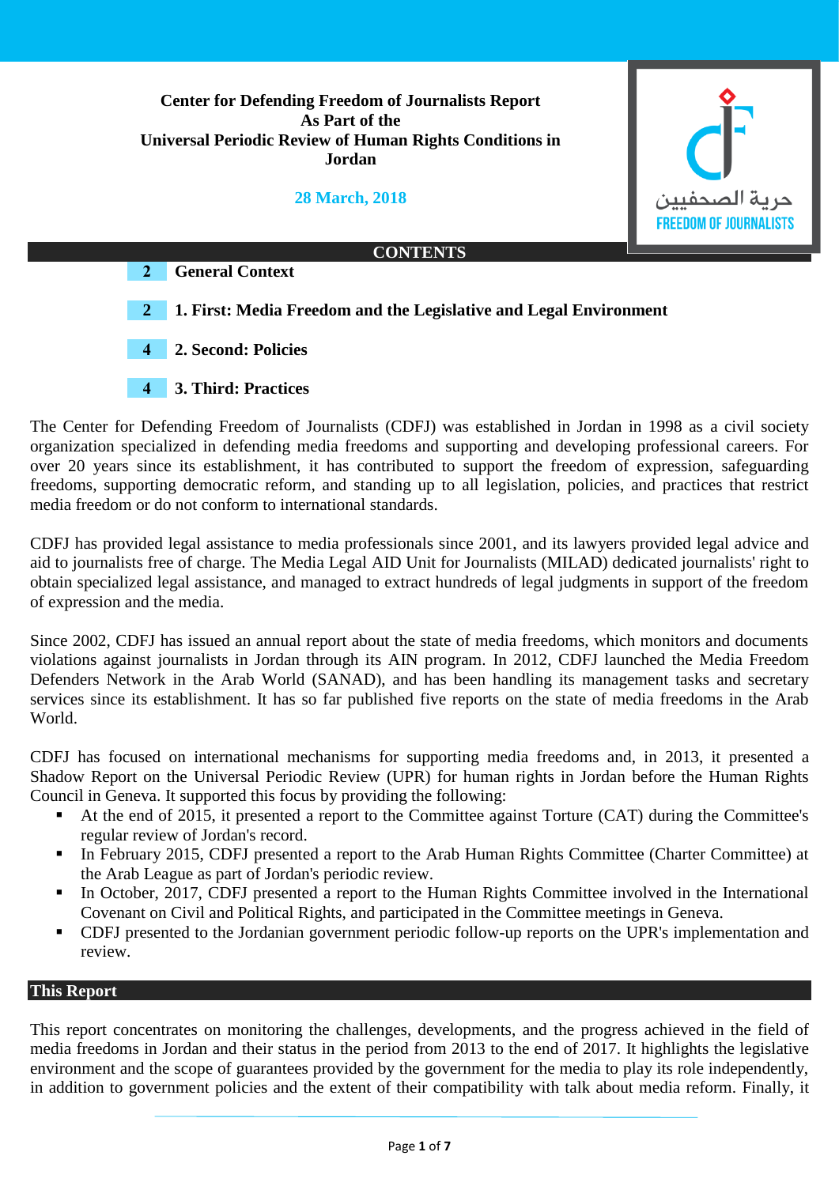**Center for Defending Freedom of Journalists Report**
**As Part of the**
**Universal Periodic Review of Human Rights Conditions in Jordan**

**28 March, 2018**

حرية الصحفيين
FREEDOM OF JOURNALISTS

## CONTENTS

| | |
|---|---|
| 2 | **General Context** |
| 2 | **1. First: Media Freedom and the Legislative and Legal Environment** |
| 4 | **2. Second: Policies** |
| 4 | **3. Third: Practices** |

The Center for Defending Freedom of Journalists (CDFJ) was established in Jordan in 1998 as a civil society organization specialized in defending media freedoms and supporting and developing professional careers. For over 20 years since its establishment, it has contributed to support the freedom of expression, safeguarding freedoms, supporting democratic reform, and standing up to all legislation, policies, and practices that restrict media freedom or do not conform to international standards.

CDFJ has provided legal assistance to media professionals since 2001, and its lawyers provided legal advice and aid to journalists free of charge. The Media Legal AID Unit for Journalists (MILAD) dedicated journalists' right to obtain specialized legal assistance, and managed to extract hundreds of legal judgments in support of the freedom of expression and the media.

Since 2002, CDFJ has issued an annual report about the state of media freedoms, which monitors and documents violations against journalists in Jordan through its AIN program. In 2012, CDFJ launched the Media Freedom Defenders Network in the Arab World (SANAD), and has been handling its management tasks and secretary services since its establishment. It has so far published five reports on the state of media freedoms in the Arab World.

CDFJ has focused on international mechanisms for supporting media freedoms and, in 2013, it presented a Shadow Report on the Universal Periodic Review (UPR) for human rights in Jordan before the Human Rights Council in Geneva. It supported this focus by providing the following:

- At the end of 2015, it presented a report to the Committee against Torture (CAT) during the Committee's regular review of Jordan's record.
- In February 2015, CDFJ presented a report to the Arab Human Rights Committee (Charter Committee) at the Arab League as part of Jordan's periodic review.
- In October, 2017, CDFJ presented a report to the Human Rights Committee involved in the International Covenant on Civil and Political Rights, and participated in the Committee meetings in Geneva.
- CDFJ presented to the Jordanian government periodic follow-up reports on the UPR's implementation and review.

## This Report

This report concentrates on monitoring the challenges, developments, and the progress achieved in the field of media freedoms in Jordan and their status in the period from 2013 to the end of 2017. It highlights the legislative environment and the scope of guarantees provided by the government for the media to play its role independently, in addition to government policies and the extent of their compatibility with talk about media reform. Finally, it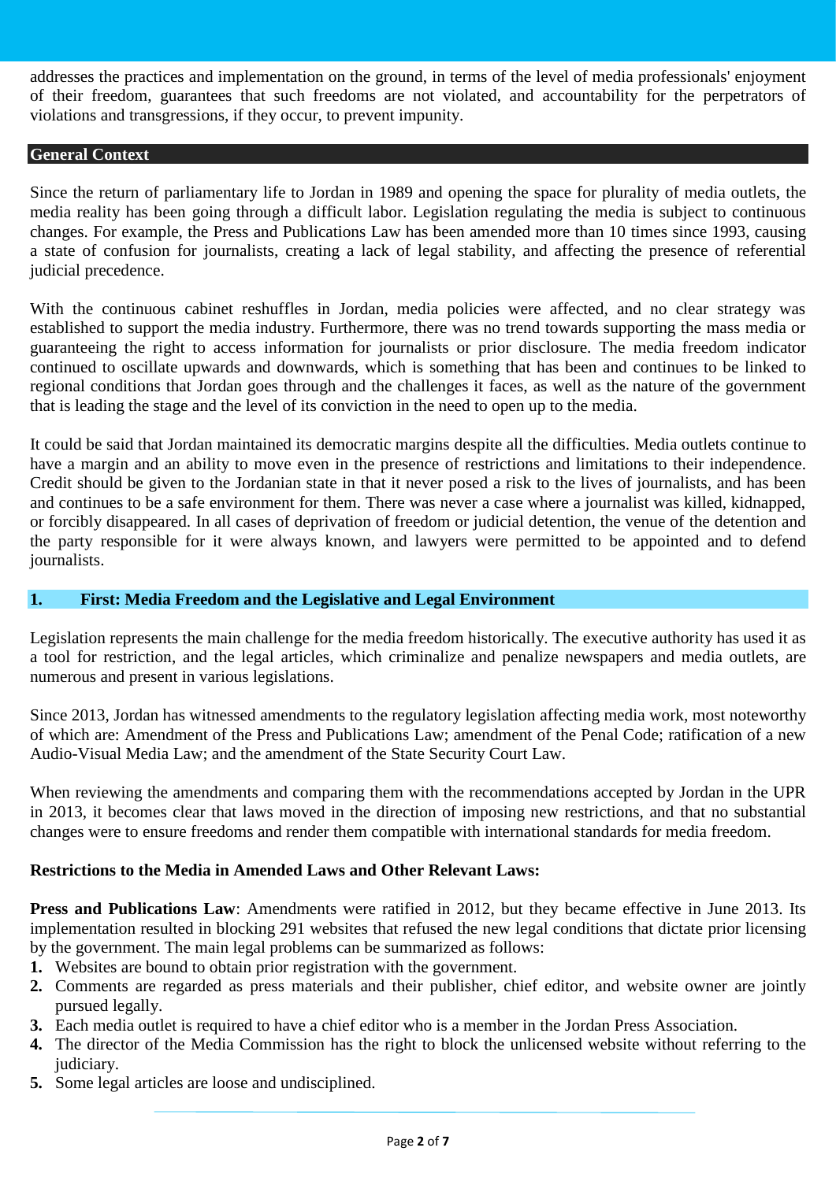addresses the practices and implementation on the ground, in terms of the level of media professionals' enjoyment of their freedom, guarantees that such freedoms are not violated, and accountability for the perpetrators of violations and transgressions, if they occur, to prevent impunity.

## General Context

Since the return of parliamentary life to Jordan in 1989 and opening the space for plurality of media outlets, the media reality has been going through a difficult labor. Legislation regulating the media is subject to continuous changes. For example, the Press and Publications Law has been amended more than 10 times since 1993, causing a state of confusion for journalists, creating a lack of legal stability, and affecting the presence of referential judicial precedence.

With the continuous cabinet reshuffles in Jordan, media policies were affected, and no clear strategy was established to support the media industry. Furthermore, there was no trend towards supporting the mass media or guaranteeing the right to access information for journalists or prior disclosure. The media freedom indicator continued to oscillate upwards and downwards, which is something that has been and continues to be linked to regional conditions that Jordan goes through and the challenges it faces, as well as the nature of the government that is leading the stage and the level of its conviction in the need to open up to the media.

It could be said that Jordan maintained its democratic margins despite all the difficulties. Media outlets continue to have a margin and an ability to move even in the presence of restrictions and limitations to their independence. Credit should be given to the Jordanian state in that it never posed a risk to the lives of journalists, and has been and continues to be a safe environment for them. There was never a case where a journalist was killed, kidnapped, or forcibly disappeared. In all cases of deprivation of freedom or judicial detention, the venue of the detention and the party responsible for it were always known, and lawyers were permitted to be appointed and to defend journalists.

## 1. First: Media Freedom and the Legislative and Legal Environment

Legislation represents the main challenge for the media freedom historically. The executive authority has used it as a tool for restriction, and the legal articles, which criminalize and penalize newspapers and media outlets, are numerous and present in various legislations.

Since 2013, Jordan has witnessed amendments to the regulatory legislation affecting media work, most noteworthy of which are: Amendment of the Press and Publications Law; amendment of the Penal Code; ratification of a new Audio-Visual Media Law; and the amendment of the State Security Court Law.

When reviewing the amendments and comparing them with the recommendations accepted by Jordan in the UPR in 2013, it becomes clear that laws moved in the direction of imposing new restrictions, and that no substantial changes were to ensure freedoms and render them compatible with international standards for media freedom.

### Restrictions to the Media in Amended Laws and Other Relevant Laws:

**Press and Publications Law**: Amendments were ratified in 2012, but they became effective in June 2013. Its implementation resulted in blocking 291 websites that refused the new legal conditions that dictate prior licensing by the government. The main legal problems can be summarized as follows:

1. Websites are bound to obtain prior registration with the government.
2. Comments are regarded as press materials and their publisher, chief editor, and website owner are jointly pursued legally.
3. Each media outlet is required to have a chief editor who is a member in the Jordan Press Association.
4. The director of the Media Commission has the right to block the unlicensed website without referring to the judiciary.
5. Some legal articles are loose and undisciplined.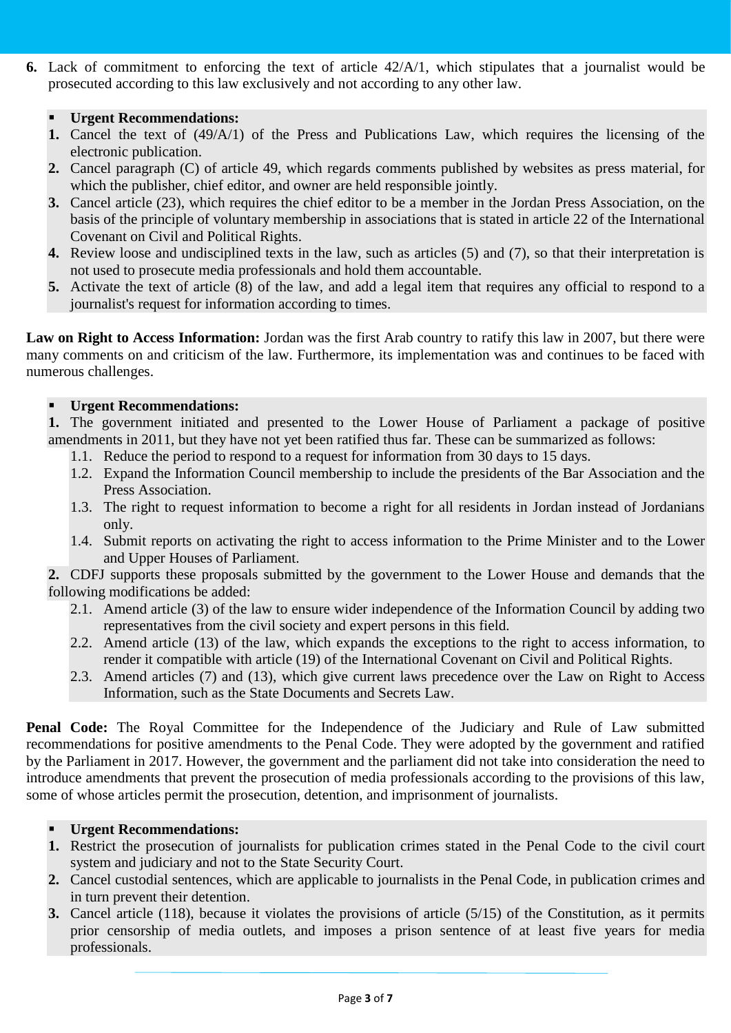6. Lack of commitment to enforcing the text of article 42/A/1, which stipulates that a journalist would be prosecuted according to this law exclusively and not according to any other law.

- **Urgent Recommendations:**

1. Cancel the text of (49/A/1) of the Press and Publications Law, which requires the licensing of the electronic publication.
2. Cancel paragraph (C) of article 49, which regards comments published by websites as press material, for which the publisher, chief editor, and owner are held responsible jointly.
3. Cancel article (23), which requires the chief editor to be a member in the Jordan Press Association, on the basis of the principle of voluntary membership in associations that is stated in article 22 of the International Covenant on Civil and Political Rights.
4. Review loose and undisciplined texts in the law, such as articles (5) and (7), so that their interpretation is not used to prosecute media professionals and hold them accountable.
5. Activate the text of article (8) of the law, and add a legal item that requires any official to respond to a journalist's request for information according to times.

**Law on Right to Access Information:** Jordan was the first Arab country to ratify this law in 2007, but there were many comments on and criticism of the law. Furthermore, its implementation was and continues to be faced with numerous challenges.

- **Urgent Recommendations:**

**1.** The government initiated and presented to the Lower House of Parliament a package of positive amendments in 2011, but they have not yet been ratified thus far. These can be summarized as follows:

1.1. Reduce the period to respond to a request for information from 30 days to 15 days.
1.2. Expand the Information Council membership to include the presidents of the Bar Association and the Press Association.
1.3. The right to request information to become a right for all residents in Jordan instead of Jordanians only.
1.4. Submit reports on activating the right to access information to the Prime Minister and to the Lower and Upper Houses of Parliament.

**2.** CDFJ supports these proposals submitted by the government to the Lower House and demands that the following modifications be added:

2.1. Amend article (3) of the law to ensure wider independence of the Information Council by adding two representatives from the civil society and expert persons in this field.
2.2. Amend article (13) of the law, which expands the exceptions to the right to access information, to render it compatible with article (19) of the International Covenant on Civil and Political Rights.
2.3. Amend articles (7) and (13), which give current laws precedence over the Law on Right to Access Information, such as the State Documents and Secrets Law.

**Penal Code:** The Royal Committee for the Independence of the Judiciary and Rule of Law submitted recommendations for positive amendments to the Penal Code. They were adopted by the government and ratified by the Parliament in 2017. However, the government and the parliament did not take into consideration the need to introduce amendments that prevent the prosecution of media professionals according to the provisions of this law, some of whose articles permit the prosecution, detention, and imprisonment of journalists.

- **Urgent Recommendations:**

1. Restrict the prosecution of journalists for publication crimes stated in the Penal Code to the civil court system and judiciary and not to the State Security Court.
2. Cancel custodial sentences, which are applicable to journalists in the Penal Code, in publication crimes and in turn prevent their detention.
3. Cancel article (118), because it violates the provisions of article (5/15) of the Constitution, as it permits prior censorship of media outlets, and imposes a prison sentence of at least five years for media professionals.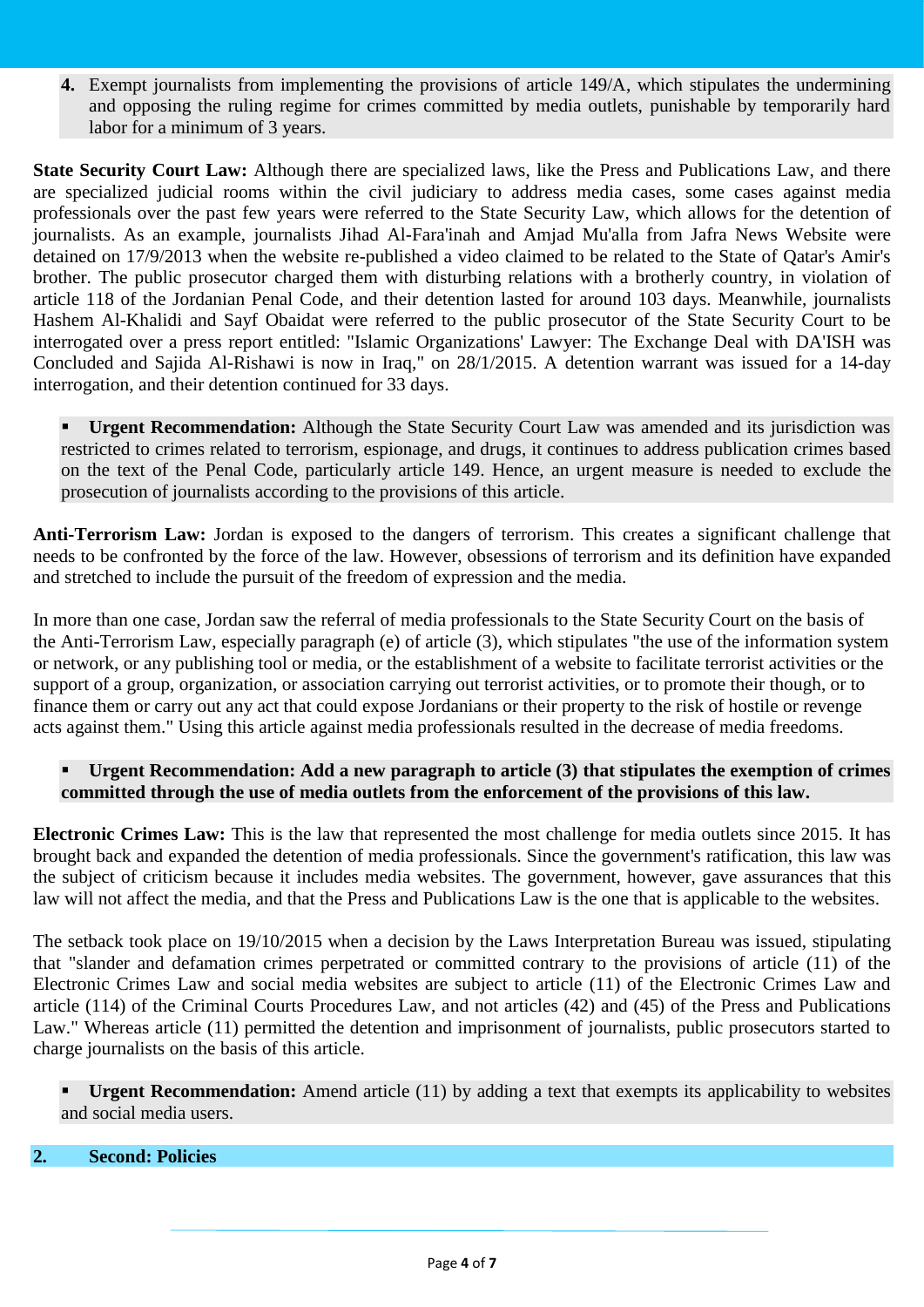4. **Exempt** journalists from implementing the provisions of article 149/A, which stipulates the undermining and opposing the ruling regime for crimes committed by media outlets, punishable by temporarily hard labor for a minimum of 3 years.

**State Security Court Law:** Although there are specialized laws, like the Press and Publications Law, and there are specialized judicial rooms within the civil judiciary to address media cases, some cases against media professionals over the past few years were referred to the State Security Law, which allows for the detention of journalists. As an example, journalists Jihad Al-Fara'inah and Amjad Mu'alla from Jafra News Website were detained on 17/9/2013 when the website re-published a video claimed to be related to the State of Qatar's Amir's brother. The public prosecutor charged them with disturbing relations with a brotherly country, in violation of article 118 of the Jordanian Penal Code, and their detention lasted for around 103 days. Meanwhile, journalists Hashem Al-Khalidi and Sayf Obaidat were referred to the public prosecutor of the State Security Court to be interrogated over a press report entitled: "Islamic Organizations' Lawyer: The Exchange Deal with DA'ISH was Concluded and Sajida Al-Rishawi is now in Iraq," on 28/1/2015. A detention warrant was issued for a 14-day interrogation, and their detention continued for 33 days.

- **Urgent Recommendation:** Although the State Security Court Law was amended and its jurisdiction was restricted to crimes related to terrorism, espionage, and drugs, it continues to address publication crimes based on the text of the Penal Code, particularly article 149. Hence, an urgent measure is needed to exclude the prosecution of journalists according to the provisions of this article.

**Anti-Terrorism Law:** Jordan is exposed to the dangers of terrorism. This creates a significant challenge that needs to be confronted by the force of the law. However, obsessions of terrorism and its definition have expanded and stretched to include the pursuit of the freedom of expression and the media.

In more than one case, Jordan saw the referral of media professionals to the State Security Court on the basis of the Anti-Terrorism Law, especially paragraph (e) of article (3), which stipulates "the use of the information system or network, or any publishing tool or media, or the establishment of a website to facilitate terrorist activities or the support of a group, organization, or association carrying out terrorist activities, or to promote their though, or to finance them or carry out any act that could expose Jordanians or their property to the risk of hostile or revenge acts against them." Using this article against media professionals resulted in the decrease of media freedoms.

- **Urgent Recommendation: Add a new paragraph to article (3) that stipulates the exemption of crimes committed through the use of media outlets from the enforcement of the provisions of this law.**

**Electronic Crimes Law:** This is the law that represented the most challenge for media outlets since 2015. It has brought back and expanded the detention of media professionals. Since the government's ratification, this law was the subject of criticism because it includes media websites. The government, however, gave assurances that this law will not affect the media, and that the Press and Publications Law is the one that is applicable to the websites.

The setback took place on 19/10/2015 when a decision by the Laws Interpretation Bureau was issued, stipulating that "slander and defamation crimes perpetrated or committed contrary to the provisions of article (11) of the Electronic Crimes Law and social media websites are subject to article (11) of the Electronic Crimes Law and article (114) of the Criminal Courts Procedures Law, and not articles (42) and (45) of the Press and Publications Law." Whereas article (11) permitted the detention and imprisonment of journalists, public prosecutors started to charge journalists on the basis of this article.

- **Urgent Recommendation:** Amend article (11) by adding a text that exempts its applicability to websites and social media users.

## 2. Second: Policies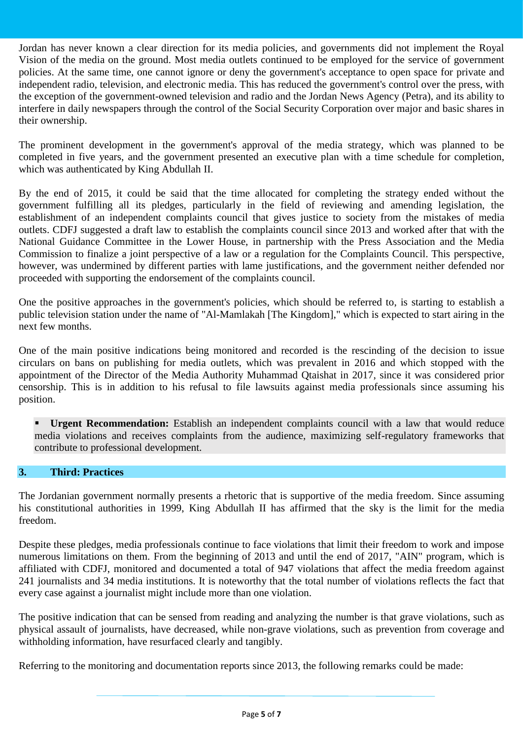Jordan has never known a clear direction for its media policies, and governments did not implement the Royal Vision of the media on the ground. Most media outlets continued to be employed for the service of government policies. At the same time, one cannot ignore or deny the government's acceptance to open space for private and independent radio, television, and electronic media. This has reduced the government's control over the press, with the exception of the government-owned television and radio and the Jordan News Agency (Petra), and its ability to interfere in daily newspapers through the control of the Social Security Corporation over major and basic shares in their ownership.

The prominent development in the government's approval of the media strategy, which was planned to be completed in five years, and the government presented an executive plan with a time schedule for completion, which was authenticated by King Abdullah II.

By the end of 2015, it could be said that the time allocated for completing the strategy ended without the government fulfilling all its pledges, particularly in the field of reviewing and amending legislation, the establishment of an independent complaints council that gives justice to society from the mistakes of media outlets. CDFJ suggested a draft law to establish the complaints council since 2013 and worked after that with the National Guidance Committee in the Lower House, in partnership with the Press Association and the Media Commission to finalize a joint perspective of a law or a regulation for the Complaints Council. This perspective, however, was undermined by different parties with lame justifications, and the government neither defended nor proceeded with supporting the endorsement of the complaints council.

One the positive approaches in the government's policies, which should be referred to, is starting to establish a public television station under the name of "Al-Mamlakah [The Kingdom]," which is expected to start airing in the next few months.

One of the main positive indications being monitored and recorded is the rescinding of the decision to issue circulars on bans on publishing for media outlets, which was prevalent in 2016 and which stopped with the appointment of the Director of the Media Authority Muhammad Qtaishat in 2017, since it was considered prior censorship. This is in addition to his refusal to file lawsuits against media professionals since assuming his position.

- **Urgent Recommendation:** Establish an independent complaints council with a law that would reduce media violations and receives complaints from the audience, maximizing self-regulatory frameworks that contribute to professional development.

## 3. Third: Practices

The Jordanian government normally presents a rhetoric that is supportive of the media freedom. Since assuming his constitutional authorities in 1999, King Abdullah II has affirmed that the sky is the limit for the media freedom.

Despite these pledges, media professionals continue to face violations that limit their freedom to work and impose numerous limitations on them. From the beginning of 2013 and until the end of 2017, "AIN" program, which is affiliated with CDFJ, monitored and documented a total of 947 violations that affect the media freedom against 241 journalists and 34 media institutions. It is noteworthy that the total number of violations reflects the fact that every case against a journalist might include more than one violation.

The positive indication that can be sensed from reading and analyzing the number is that grave violations, such as physical assault of journalists, have decreased, while non-grave violations, such as prevention from coverage and withholding information, have resurfaced clearly and tangibly.

Referring to the monitoring and documentation reports since 2013, the following remarks could be made: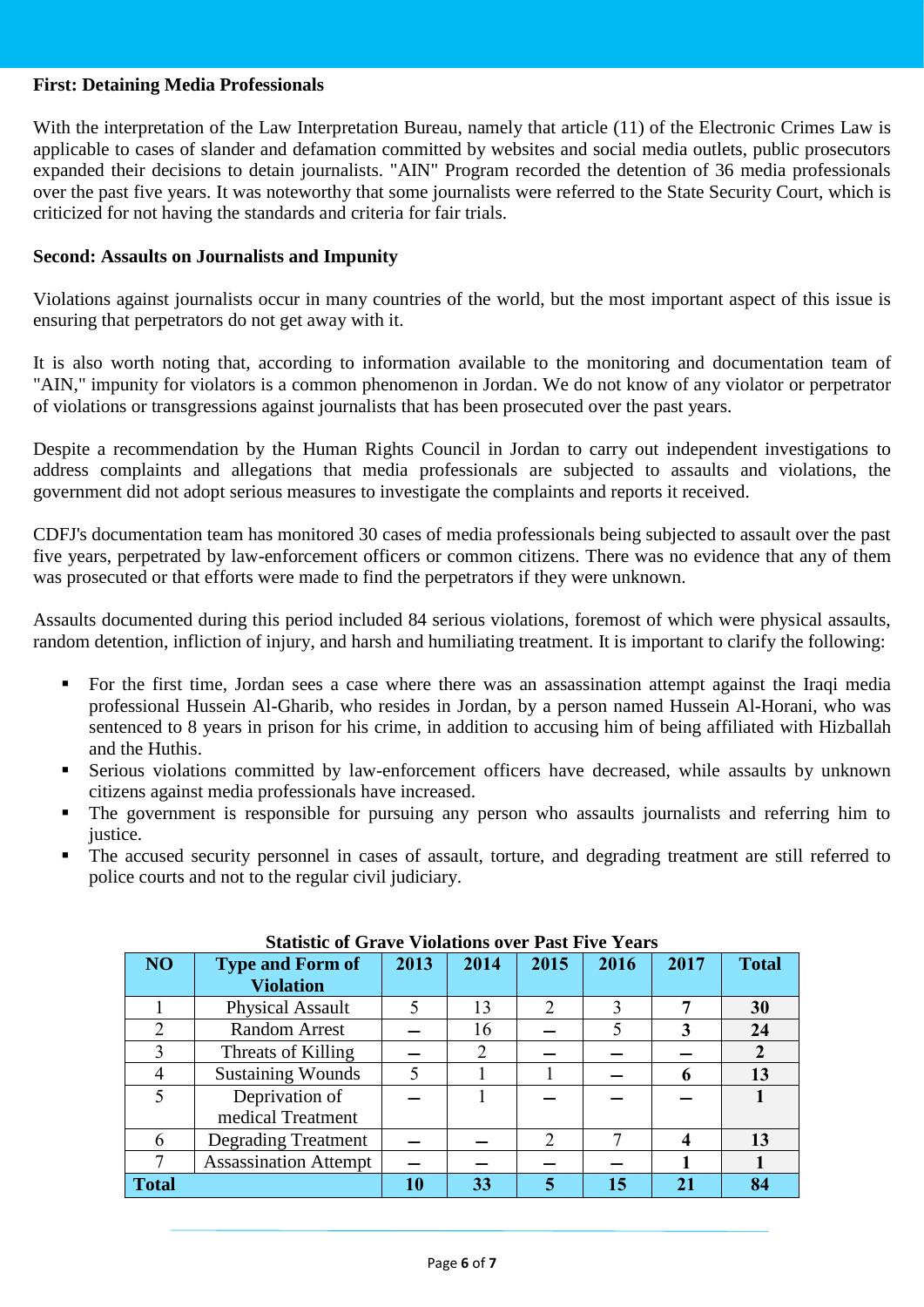**First: Detaining Media Professionals**

With the interpretation of the Law Interpretation Bureau, namely that article (11) of the Electronic Crimes Law is applicable to cases of slander and defamation committed by websites and social media outlets, public prosecutors expanded their decisions to detain journalists. "AIN" Program recorded the detention of 36 media professionals over the past five years. It was noteworthy that some journalists were referred to the State Security Court, which is criticized for not having the standards and criteria for fair trials.

**Second: Assaults on Journalists and Impunity**

Violations against journalists occur in many countries of the world, but the most important aspect of this issue is ensuring that perpetrators do not get away with it.

It is also worth noting that, according to information available to the monitoring and documentation team of "AIN," impunity for violators is a common phenomenon in Jordan. We do not know of any violator or perpetrator of violations or transgressions against journalists that has been prosecuted over the past years.

Despite a recommendation by the Human Rights Council in Jordan to carry out independent investigations to address complaints and allegations that media professionals are subjected to assaults and violations, the government did not adopt serious measures to investigate the complaints and reports it received.

CDFJ's documentation team has monitored 30 cases of media professionals being subjected to assault over the past five years, perpetrated by law-enforcement officers or common citizens. There was no evidence that any of them was prosecuted or that efforts were made to find the perpetrators if they were unknown.

Assaults documented during this period included 84 serious violations, foremost of which were physical assaults, random detention, infliction of injury, and harsh and humiliating treatment. It is important to clarify the following:

- For the first time, Jordan sees a case where there was an assassination attempt against the Iraqi media professional Hussein Al-Gharib, who resides in Jordan, by a person named Hussein Al-Horani, who was sentenced to 8 years in prison for his crime, in addition to accusing him of being affiliated with Hizballah and the Huthis.
- Serious violations committed by law-enforcement officers have decreased, while assaults by unknown citizens against media professionals have increased.
- The government is responsible for pursuing any person who assaults journalists and referring him to justice.
- The accused security personnel in cases of assault, torture, and degrading treatment are still referred to police courts and not to the regular civil judiciary.

**Statistic of Grave Violations over Past Five Years**

| NO | Type and Form of Violation | 2013 | 2014 | 2015 | 2016 | 2017 | Total |
|---|---|---|---|---|---|---|---|
| 1 | Physical Assault | 5 | 13 | 2 | 3 | **7** | **30** |
| 2 | Random Arrest | – | 16 | – | 5 | **3** | **24** |
| 3 | Threats of Killing | – | 2 | – | – | – | **2** |
| 4 | Sustaining Wounds | 5 | 1 | 1 | – | **6** | **13** |
| 5 | Deprivation of medical Treatment | – | 1 | – | – | – | **1** |
| 6 | Degrading Treatment | – | – | 2 | 7 | **4** | **13** |
| 7 | Assassination Attempt | – | – | – | – | **1** | **1** |
| **Total** | | **10** | **33** | **5** | **15** | **21** | **84** |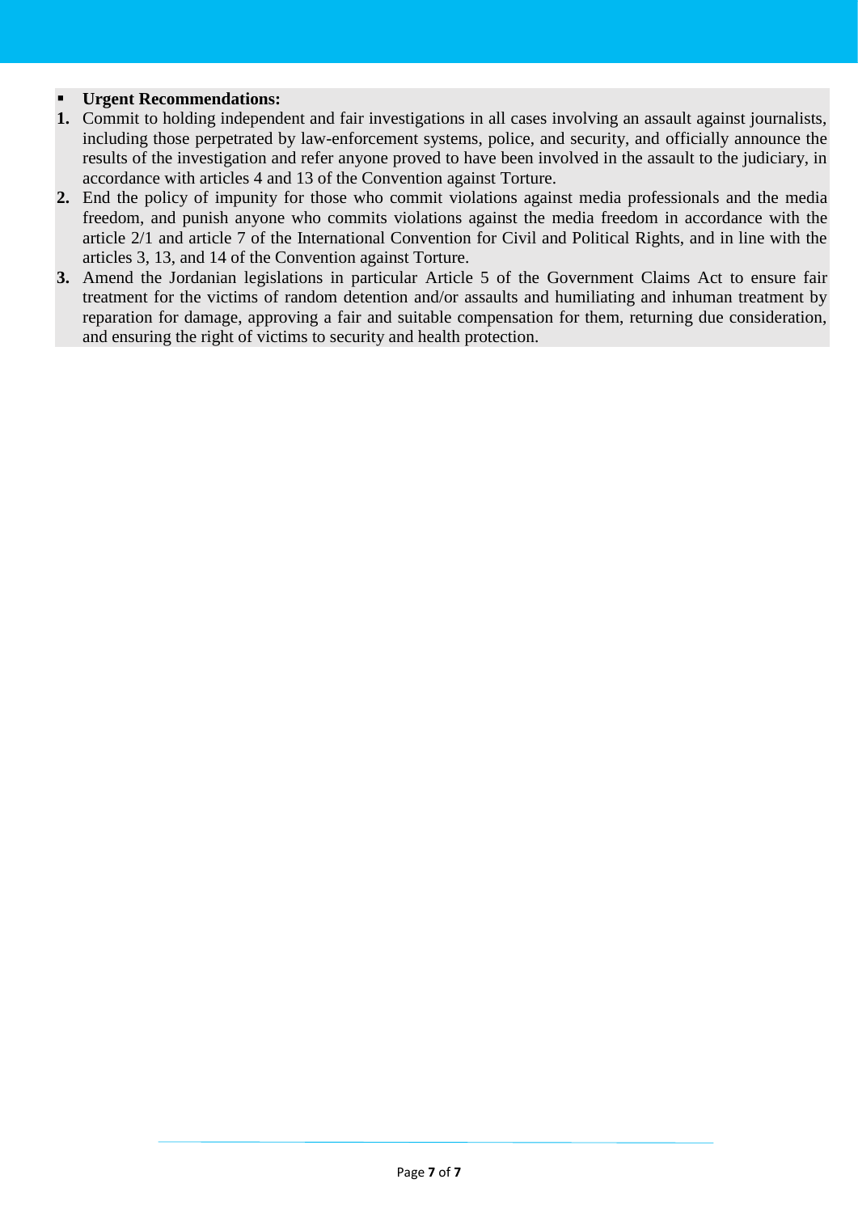- **Urgent Recommendations:**

1. Commit to holding independent and fair investigations in all cases involving an assault against journalists, including those perpetrated by law-enforcement systems, police, and security, and officially announce the results of the investigation and refer anyone proved to have been involved in the assault to the judiciary, in accordance with articles 4 and 13 of the Convention against Torture.
2. End the policy of impunity for those who commit violations against media professionals and the media freedom, and punish anyone who commits violations against the media freedom in accordance with the article 2/1 and article 7 of the International Convention for Civil and Political Rights, and in line with the articles 3, 13, and 14 of the Convention against Torture.
3. Amend the Jordanian legislations in particular Article 5 of the Government Claims Act to ensure fair treatment for the victims of random detention and/or assaults and humiliating and inhuman treatment by reparation for damage, approving a fair and suitable compensation for them, returning due consideration, and ensuring the right of victims to security and health protection.